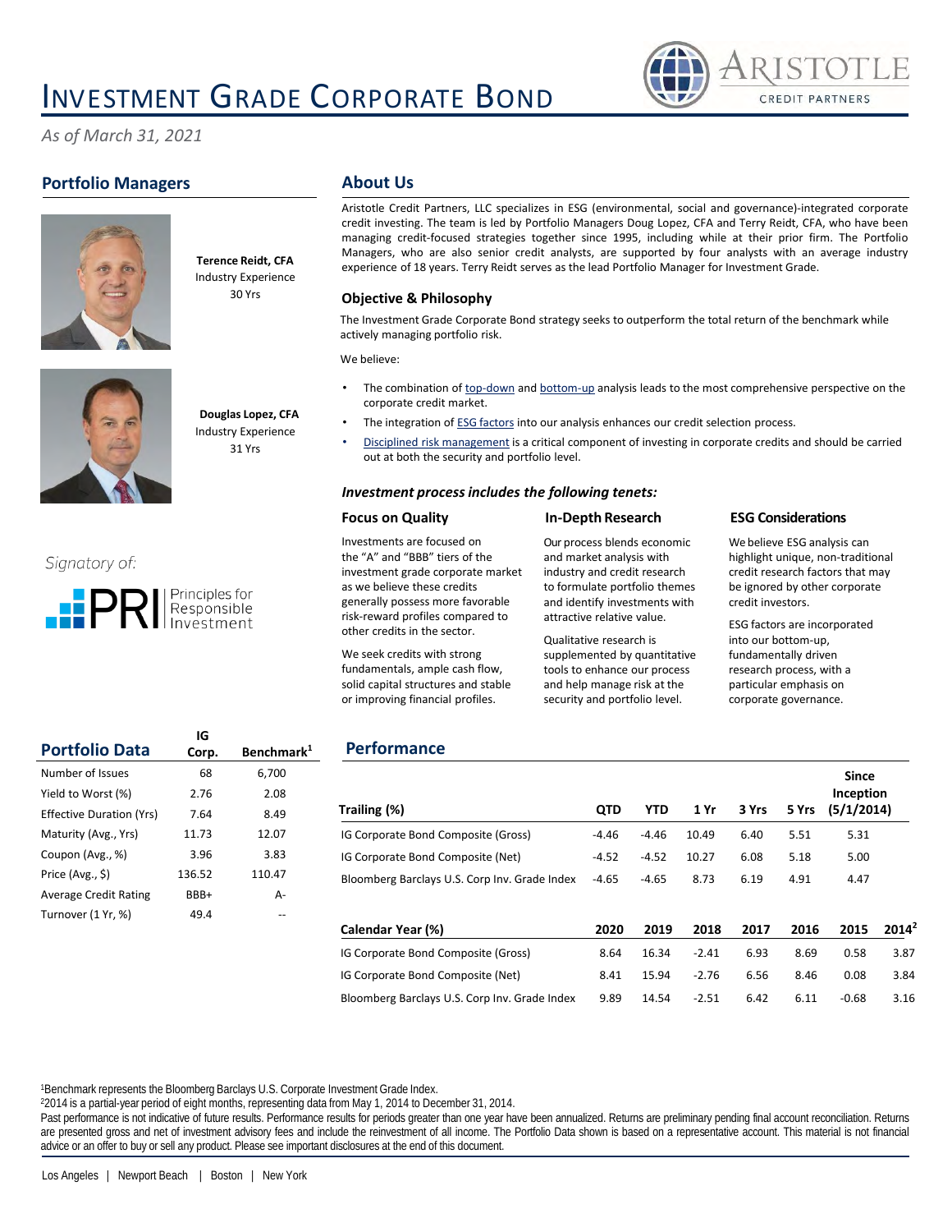# INVESTMENT GRADE CORPORATE BOND

*As of March 31, 2021*

## Portfolio Managers

**Terence Reidt, CFA**
Industry Experience
30 Yrs

**Douglas Lopez, CFA**
Industry Experience
31 Yrs

Signatory of:

PRI | Principles for Responsible Investment

## About Us

Aristotle Credit Partners, LLC specializes in ESG (environmental, social and governance)-integrated corporate credit investing. The team is led by Portfolio Managers Doug Lopez, CFA and Terry Reidt, CFA, who have been managing credit-focused strategies together since 1995, including while at their prior firm. The Portfolio Managers, who are also senior credit analysts, are supported by four analysts with an average industry experience of 18 years. Terry Reidt serves as the lead Portfolio Manager for Investment Grade.

### Objective & Philosophy

The Investment Grade Corporate Bond strategy seeks to outperform the total return of the benchmark while actively managing portfolio risk.

We believe:

- The combination of top-down and bottom-up analysis leads to the most comprehensive perspective on the corporate credit market.
- The integration of ESG factors into our analysis enhances our credit selection process.
- Disciplined risk management is a critical component of investing in corporate credits and should be carried out at both the security and portfolio level.

### *Investment process includes the following tenets:*

**Focus on Quality**

Investments are focused on the "A" and "BBB" tiers of the investment grade corporate market as we believe these credits generally possess more favorable risk-reward profiles compared to other credits in the sector.

We seek credits with strong fundamentals, ample cash flow, solid capital structures and stable or improving financial profiles.

**In-Depth Research**

Our process blends economic and market analysis with industry and credit research to formulate portfolio themes and identify investments with attractive relative value.

Qualitative research is supplemented by quantitative tools to enhance our process and help manage risk at the security and portfolio level.

**ESG Considerations**

We believe ESG analysis can highlight unique, non-traditional credit research factors that may be ignored by other corporate credit investors.

ESG factors are incorporated into our bottom-up, fundamentally driven research process, with a particular emphasis on corporate governance.

## Portfolio Data

| Portfolio Data | IG Corp. | Benchmark[1] |
|---|---|---|
| Number of Issues | 68 | 6,700 |
| Yield to Worst (%) | 2.76 | 2.08 |
| Effective Duration (Yrs) | 7.64 | 8.49 |
| Maturity (Avg., Yrs) | 11.73 | 12.07 |
| Coupon (Avg., %) | 3.96 | 3.83 |
| Price (Avg., $) | 136.52 | 110.47 |
| Average Credit Rating | BBB+ | A- |
| Turnover (1 Yr, %) | 49.4 | -- |

## Performance

| Trailing (%) | QTD | YTD | 1 Yr | 3 Yrs | 5 Yrs | Since Inception (5/1/2014) |
|---|---|---|---|---|---|---|
| IG Corporate Bond Composite (Gross) | -4.46 | -4.46 | 10.49 | 6.40 | 5.51 | 5.31 |
| IG Corporate Bond Composite (Net) | -4.52 | -4.52 | 10.27 | 6.08 | 5.18 | 5.00 |
| Bloomberg Barclays U.S. Corp Inv. Grade Index | -4.65 | -4.65 | 8.73 | 6.19 | 4.91 | 4.47 |

| Calendar Year (%) | 2020 | 2019 | 2018 | 2017 | 2016 | 2015 | 2014[2] |
|---|---|---|---|---|---|---|---|
| IG Corporate Bond Composite (Gross) | 8.64 | 16.34 | -2.41 | 6.93 | 8.69 | 0.58 | 3.87 |
| IG Corporate Bond Composite (Net) | 8.41 | 15.94 | -2.76 | 6.56 | 8.46 | 0.08 | 3.84 |
| Bloomberg Barclays U.S. Corp Inv. Grade Index | 9.89 | 14.54 | -2.51 | 6.42 | 6.11 | -0.68 | 3.16 |

[1]Benchmark represents the Bloomberg Barclays U.S. Corporate Investment Grade Index.
[2]2014 is a partial-year period of eight months, representing data from May 1, 2014 to December 31, 2014.
Past performance is not indicative of future results. Performance results for periods greater than one year have been annualized. Returns are preliminary pending final account reconciliation. Returns are presented gross and net of investment advisory fees and include the reinvestment of all income. The Portfolio Data shown is based on a representative account. This material is not financial advice or an offer to buy or sell any product. Please see important disclosures at the end of this document.

Los Angeles | Newport Beach | Boston | New York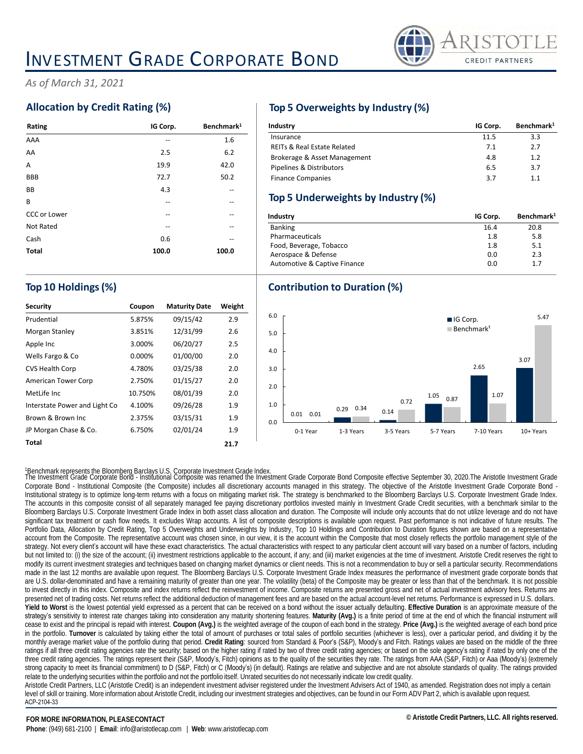# Investment Grade Corporate Bond

*As of March 31, 2021*

## Allocation by Credit Rating (%)

| Rating | IG Corp. | Benchmark[1] |
|---|---|---|
| AAA | -- | 1.6 |
| AA | 2.5 | 6.2 |
| A | 19.9 | 42.0 |
| BBB | 72.7 | 50.2 |
| BB | 4.3 | -- |
| B | -- | -- |
| CCC or Lower | -- | -- |
| Not Rated | -- | -- |
| Cash | 0.6 | -- |
| **Total** | **100.0** | **100.0** |

## Top 5 Overweights by Industry (%)

| Industry | IG Corp. | Benchmark[1] |
|---|---|---|
| Insurance | 11.5 | 3.3 |
| REITs & Real Estate Related | 7.1 | 2.7 |
| Brokerage & Asset Management | 4.8 | 1.2 |
| Pipelines & Distributors | 6.5 | 3.7 |
| Finance Companies | 3.7 | 1.1 |

## Top 5 Underweights by Industry (%)

| Industry | IG Corp. | Benchmark[1] |
|---|---|---|
| Banking | 16.4 | 20.8 |
| Pharmaceuticals | 1.8 | 5.8 |
| Food, Beverage, Tobacco | 1.8 | 5.1 |
| Aerospace & Defense | 0.0 | 2.3 |
| Automotive & Captive Finance | 0.0 | 1.7 |

## Top 10 Holdings (%)

| Security | Coupon | Maturity Date | Weight |
|---|---|---|---|
| Prudential | 5.875% | 09/15/42 | 2.9 |
| Morgan Stanley | 3.851% | 12/31/99 | 2.6 |
| Apple Inc | 3.000% | 06/20/27 | 2.5 |
| Wells Fargo & Co | 0.000% | 01/00/00 | 2.0 |
| CVS Health Corp | 4.780% | 03/25/38 | 2.0 |
| American Tower Corp | 2.750% | 01/15/27 | 2.0 |
| MetLife Inc | 10.750% | 08/01/39 | 2.0 |
| Interstate Power and Light Co | 4.100% | 09/26/28 | 1.9 |
| Brown & Brown Inc | 2.375% | 03/15/31 | 1.9 |
| JP Morgan Chase & Co. | 6.750% | 02/01/24 | 1.9 |
| **Total** | | | **21.7** |

## Contribution to Duration (%)

IG Corp.
Benchmark[1]

0-1 Year: 0.01, 0.01
1-3 Years: 0.29, 0.34
3-5 Years: 0.14, 0.72
5-7 Years: 1.05, 0.87
7-10 Years: 2.65, 1.07
10+ Years: 3.07, 5.47

0.0, 1.0, 2.0, 3.0, 4.0, 5.0, 6.0

[1]Benchmark represents the Bloomberg Barclays U.S. Corporate Investment Grade Index.

The Investment Grade Corporate Bond - Institutional Composite was renamed the Investment Grade Corporate Bond Composite effective September 30, 2020.The Aristotle Investment Grade Corporate Bond - Institutional Composite (the Composite) includes all discretionary accounts managed in this strategy. The objective of the Aristotle Investment Grade Corporate Bond - Institutional strategy is to optimize long-term returns with a focus on mitigating market risk. The strategy is benchmarked to the Bloomberg Barclays U.S. Corporate Investment Grade Index. The accounts in this composite consist of all separately managed fee paying discretionary portfolios invested mainly in Investment Grade Credit securities, with a benchmark similar to the Bloomberg Barclays U.S. Corporate Investment Grade Index in both asset class allocation and duration. The Composite will include only accounts that do not utilize leverage and do not have significant tax treatment or cash flow needs. It excludes Wrap accounts. A list of composite descriptions is available upon request. Past performance is not indicative of future results. The Portfolio Data, Allocation by Credit Rating, Top 5 Overweights and Underweights by Industry, Top 10 Holdings and Contribution to Duration figures shown are based on a representative account from the Composite. The representative account was chosen since, in our view, it is the account within the Composite that most closely reflects the portfolio management style of the strategy. Not every client's account will have these exact characteristics. The actual characteristics with respect to any particular client account will vary based on a number of factors, including but not limited to: (i) the size of the account; (ii) investment restrictions applicable to the account, if any; and (iii) market exigencies at the time of investment. Aristotle Credit reserves the right to modify its current investment strategies and techniques based on changing market dynamics or client needs. This is not a recommendation to buy or sell a particular security. Recommendations made in the last 12 months are available upon request. The Bloomberg Barclays U.S. Corporate Investment Grade Index measures the performance of investment grade corporate bonds that are U.S. dollar-denominated and have a remaining maturity of greater than one year. The volatility (beta) of the Composite may be greater or less than that of the benchmark. It is not possible to invest directly in this index. Composite and index returns reflect the reinvestment of income. Composite returns are presented gross and net of actual investment advisory fees. Returns are presented net of trading costs. Net returns reflect the additional deduction of management fees and are based on the actual account-level net returns. Performance is expressed in U.S. dollars.

**Yield to Worst** is the lowest potential yield expressed as a percent that can be received on a bond without the issuer actually defaulting. **Effective Duration** is an approximate measure of the strategy's sensitivity to interest rate changes taking into consideration any maturity shortening features. **Maturity (Avg.)** is a finite period of time at the end of which the financial instrument will cease to exist and the principal is repaid with interest. **Coupon (Avg.)** is the weighted average of the coupon of each bond in the strategy. **Price (Avg.)** is the weighted average of each bond price in the portfolio. **Turnover** is calculated by taking either the total of amount of purchases or total sales of portfolio securities (whichever is less), over a particular period, and dividing it by the monthly average market value of the portfolio during that period. **Credit Rating**: sourced from Standard & Poor's (S&P), Moody's and Fitch. Ratings values are based on the middle of the three ratings if all three credit rating agencies rate the security; based on the higher rating if rated by two of three credit rating agencies; or based on the sole agency's rating if rated by only one of the three credit rating agencies. The ratings represent their (S&P, Moody's, Fitch) opinions as to the quality of the securities they rate. The ratings from AAA (S&P, Fitch) or Aaa (Moody's) (extremely strong capacity to meet its financial commitment) to D (S&P, Fitch) or C (Moody's) (in default). Ratings are relative and subjective and are not absolute standards of quality. The ratings provided relate to the underlying securities within the portfolio and not the portfolio itself. Unrated securities do not necessarily indicate low credit quality.

Aristotle Credit Partners, LLC (Aristotle Credit) is an independent investment adviser registered under the Investment Advisers Act of 1940, as amended. Registration does not imply a certain level of skill or training. More information about Aristotle Credit, including our investment strategies and objectives, can be found in our Form ADV Part 2, which is available upon request.

ACP-2104-33

**FOR MORE INFORMATION, PLEASE CONTACT**

**Phone**: (949) 681-2100 | **Email**: info@aristotlecap.com | **Web**: www.aristotlecap.com

**© Aristotle Credit Partners, LLC. All rights reserved.**